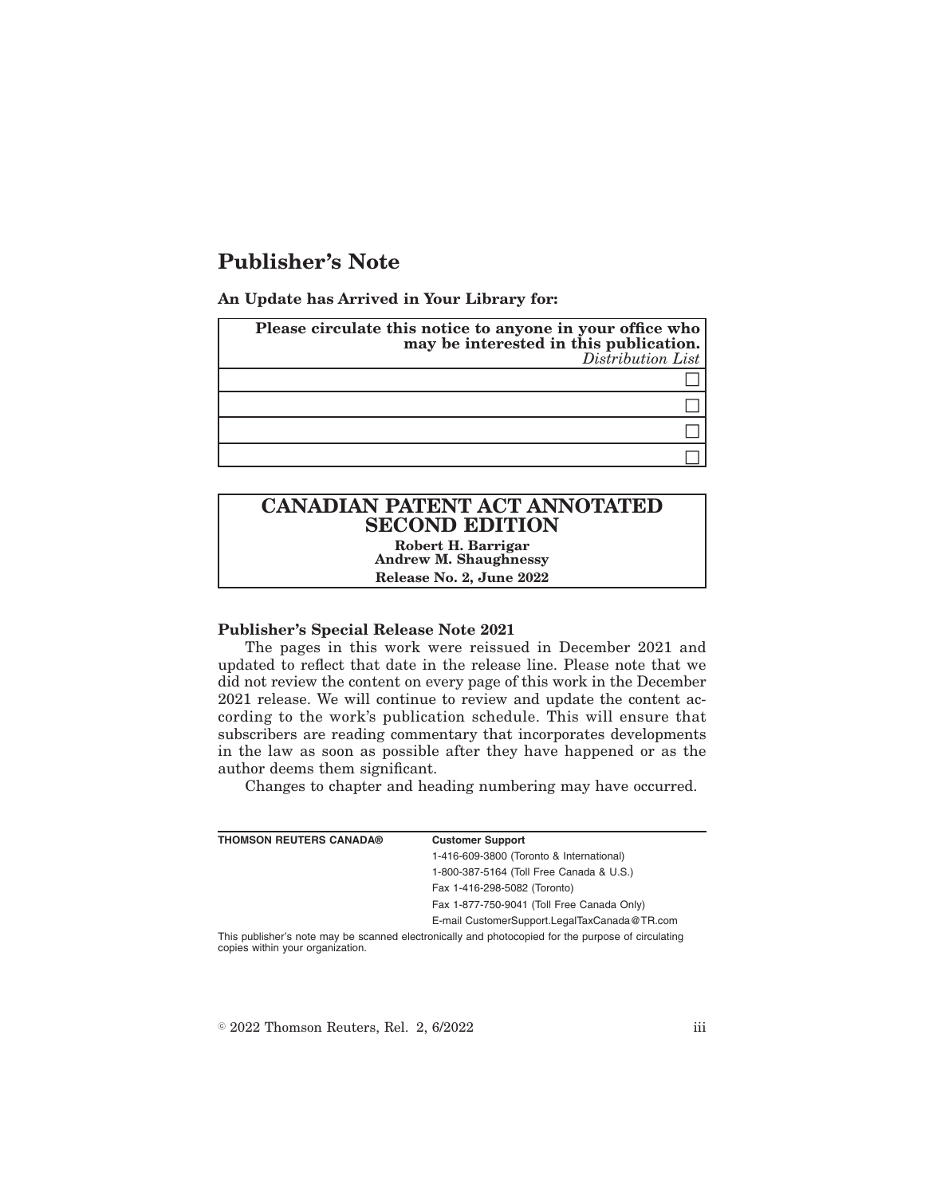# Publisher's Note

**An Update has Arrived in Your Library for:**

| **Please circulate this notice to anyone in your office who may be interested in this publication.** *Distribution List* |
| --- |
| ☐ |
| ☐ |
| ☐ |
| ☐ |

## CANADIAN PATENT ACT ANNOTATED SECOND EDITION

**Robert H. Barrigar**
**Andrew M. Shaughnessy**
**Release No. 2, June 2022**

**Publisher's Special Release Note 2021**

The pages in this work were reissued in December 2021 and updated to reflect that date in the release line. Please note that we did not review the content on every page of this work in the December 2021 release. We will continue to review and update the content according to the work's publication schedule. This will ensure that subscribers are reading commentary that incorporates developments in the law as soon as possible after they have happened or as the author deems them significant.

Changes to chapter and heading numbering may have occurred.

| **THOMSON REUTERS CANADA®** | **Customer Support** |
| --- | --- |
| | 1-416-609-3800 (Toronto & International) |
| | 1-800-387-5164 (Toll Free Canada & U.S.) |
| | Fax 1-416-298-5082 (Toronto) |
| | Fax 1-877-750-9041 (Toll Free Canada Only) |
| | E-mail CustomerSupport.LegalTaxCanada@TR.com |

This publisher's note may be scanned electronically and photocopied for the purpose of circulating copies within your organization.

© 2022 Thomson Reuters, Rel. 2, 6/2022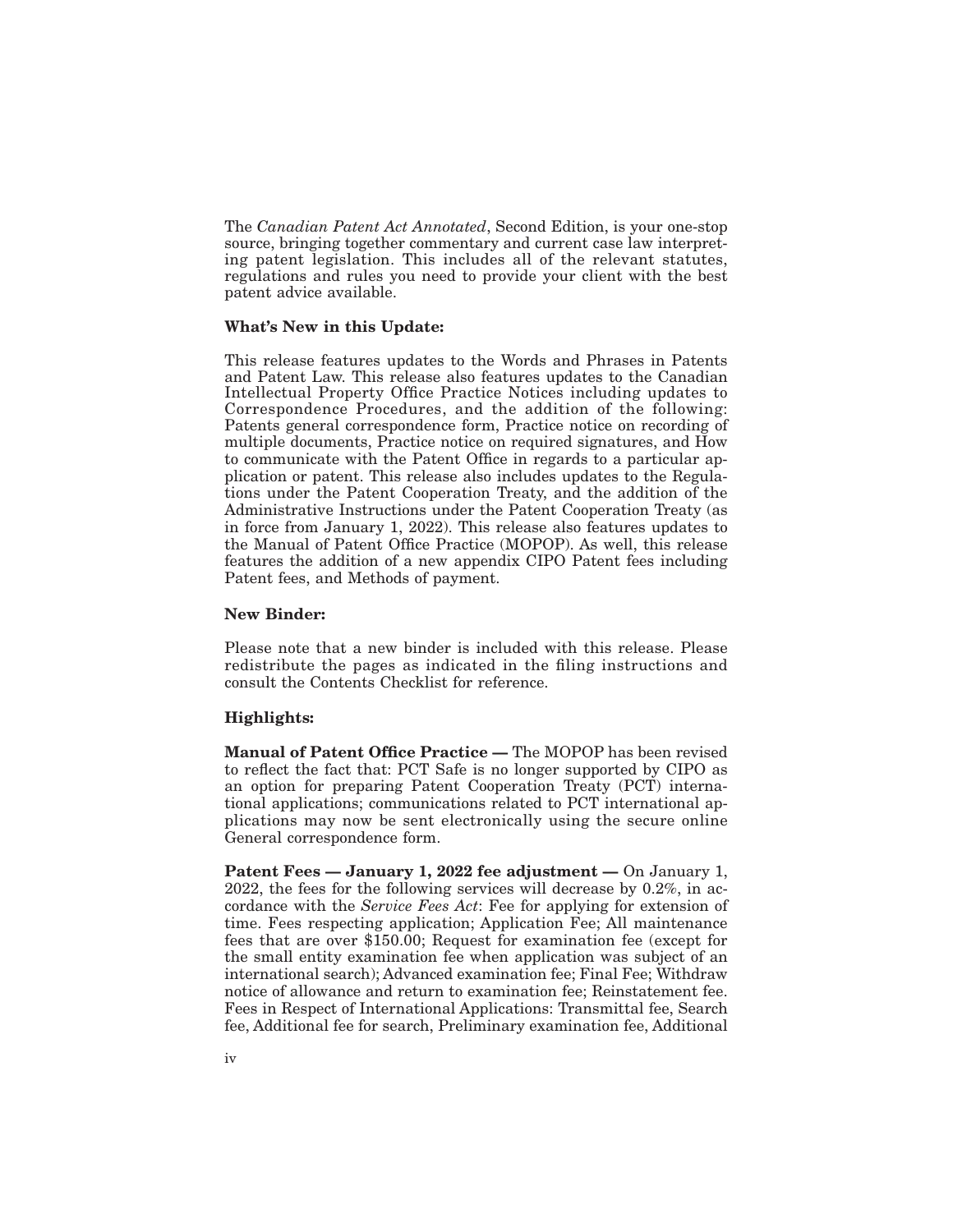The *Canadian Patent Act Annotated*, Second Edition, is your one-stop source, bringing together commentary and current case law interpreting patent legislation. This includes all of the relevant statutes, regulations and rules you need to provide your client with the best patent advice available.

**What's New in this Update:**

This release features updates to the Words and Phrases in Patents and Patent Law. This release also features updates to the Canadian Intellectual Property Office Practice Notices including updates to Correspondence Procedures, and the addition of the following: Patents general correspondence form, Practice notice on recording of multiple documents, Practice notice on required signatures, and How to communicate with the Patent Office in regards to a particular application or patent. This release also includes updates to the Regulations under the Patent Cooperation Treaty, and the addition of the Administrative Instructions under the Patent Cooperation Treaty (as in force from January 1, 2022). This release also features updates to the Manual of Patent Office Practice (MOPOP). As well, this release features the addition of a new appendix CIPO Patent fees including Patent fees, and Methods of payment.

**New Binder:**

Please note that a new binder is included with this release. Please redistribute the pages as indicated in the filing instructions and consult the Contents Checklist for reference.

**Highlights:**

**Manual of Patent Office Practice —** The MOPOP has been revised to reflect the fact that: PCT Safe is no longer supported by CIPO as an option for preparing Patent Cooperation Treaty (PCT) international applications; communications related to PCT international applications may now be sent electronically using the secure online General correspondence form.

**Patent Fees — January 1, 2022 fee adjustment —** On January 1, 2022, the fees for the following services will decrease by 0.2%, in accordance with the *Service Fees Act*: Fee for applying for extension of time. Fees respecting application; Application Fee; All maintenance fees that are over $150.00; Request for examination fee (except for the small entity examination fee when application was subject of an international search); Advanced examination fee; Final Fee; Withdraw notice of allowance and return to examination fee; Reinstatement fee. Fees in Respect of International Applications: Transmittal fee, Search fee, Additional fee for search, Preliminary examination fee, Additional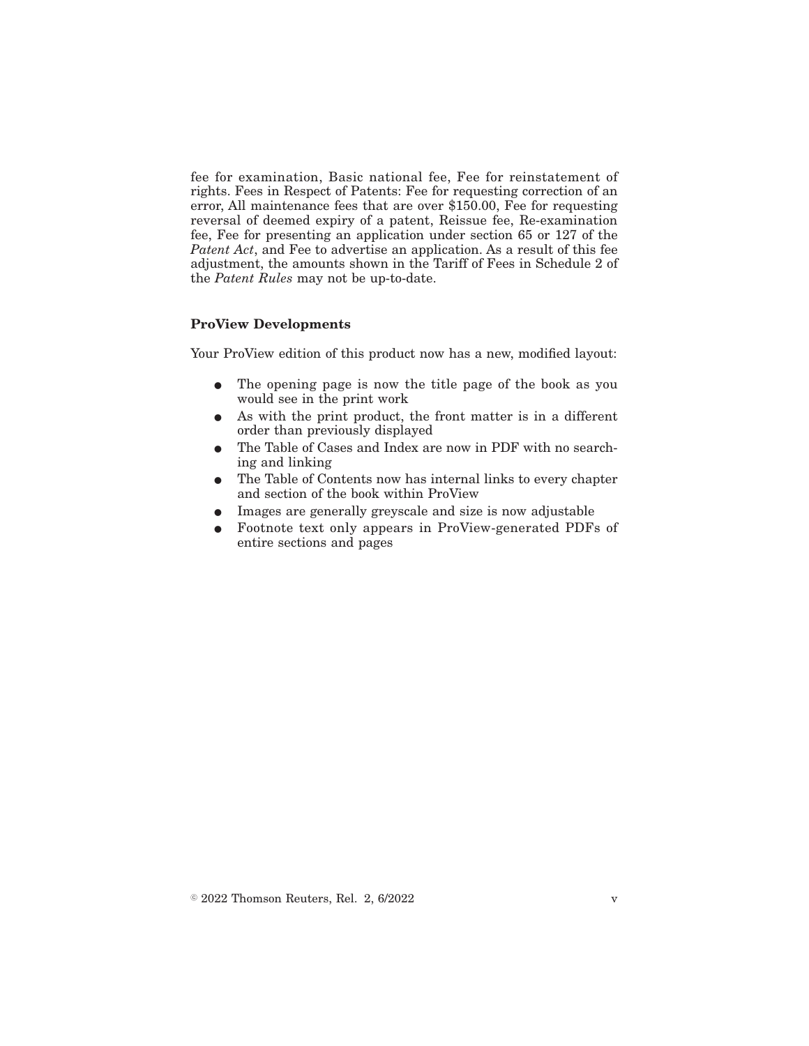fee for examination, Basic national fee, Fee for reinstatement of rights. Fees in Respect of Patents: Fee for requesting correction of an error, All maintenance fees that are over $150.00, Fee for requesting reversal of deemed expiry of a patent, Reissue fee, Re-examination fee, Fee for presenting an application under section 65 or 127 of the *Patent Act*, and Fee to advertise an application. As a result of this fee adjustment, the amounts shown in the Tariff of Fees in Schedule 2 of the *Patent Rules* may not be up-to-date.

**ProView Developments**

Your ProView edition of this product now has a new, modified layout:

- The opening page is now the title page of the book as you would see in the print work
- As with the print product, the front matter is in a different order than previously displayed
- The Table of Cases and Index are now in PDF with no searching and linking
- The Table of Contents now has internal links to every chapter and section of the book within ProView
- Images are generally greyscale and size is now adjustable
- Footnote text only appears in ProView-generated PDFs of entire sections and pages